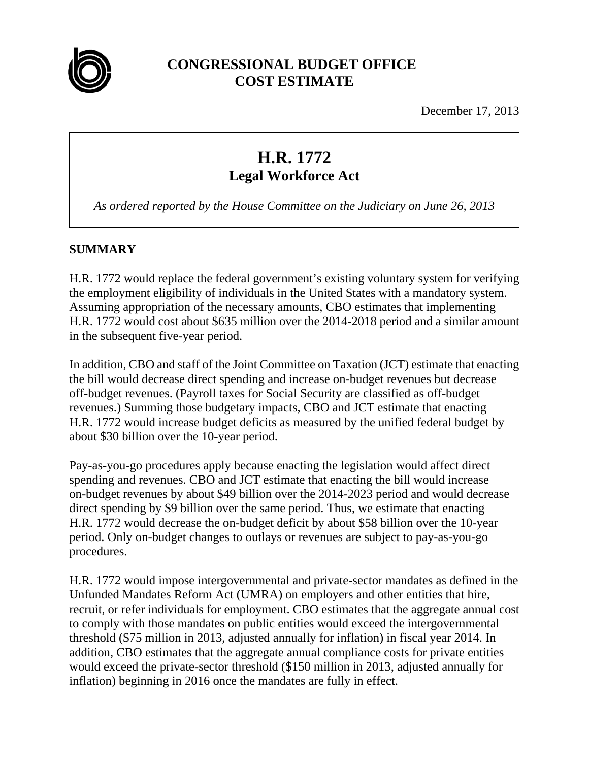# CONGRESSIONAL BUDGET OFFICE
# COST ESTIMATE

December 17, 2013

## H.R. 1772
## Legal Workforce Act

*As ordered reported by the House Committee on the Judiciary on June 26, 2013*

## SUMMARY

H.R. 1772 would replace the federal government's existing voluntary system for verifying the employment eligibility of individuals in the United States with a mandatory system. Assuming appropriation of the necessary amounts, CBO estimates that implementing H.R. 1772 would cost about $635 million over the 2014-2018 period and a similar amount in the subsequent five-year period.

In addition, CBO and staff of the Joint Committee on Taxation (JCT) estimate that enacting the bill would decrease direct spending and increase on-budget revenues but decrease off-budget revenues. (Payroll taxes for Social Security are classified as off-budget revenues.) Summing those budgetary impacts, CBO and JCT estimate that enacting H.R. 1772 would increase budget deficits as measured by the unified federal budget by about $30 billion over the 10-year period.

Pay-as-you-go procedures apply because enacting the legislation would affect direct spending and revenues. CBO and JCT estimate that enacting the bill would increase on-budget revenues by about $49 billion over the 2014-2023 period and would decrease direct spending by $9 billion over the same period. Thus, we estimate that enacting H.R. 1772 would decrease the on-budget deficit by about $58 billion over the 10-year period. Only on-budget changes to outlays or revenues are subject to pay-as-you-go procedures.

H.R. 1772 would impose intergovernmental and private-sector mandates as defined in the Unfunded Mandates Reform Act (UMRA) on employers and other entities that hire, recruit, or refer individuals for employment. CBO estimates that the aggregate annual cost to comply with those mandates on public entities would exceed the intergovernmental threshold ($75 million in 2013, adjusted annually for inflation) in fiscal year 2014. In addition, CBO estimates that the aggregate annual compliance costs for private entities would exceed the private-sector threshold ($150 million in 2013, adjusted annually for inflation) beginning in 2016 once the mandates are fully in effect.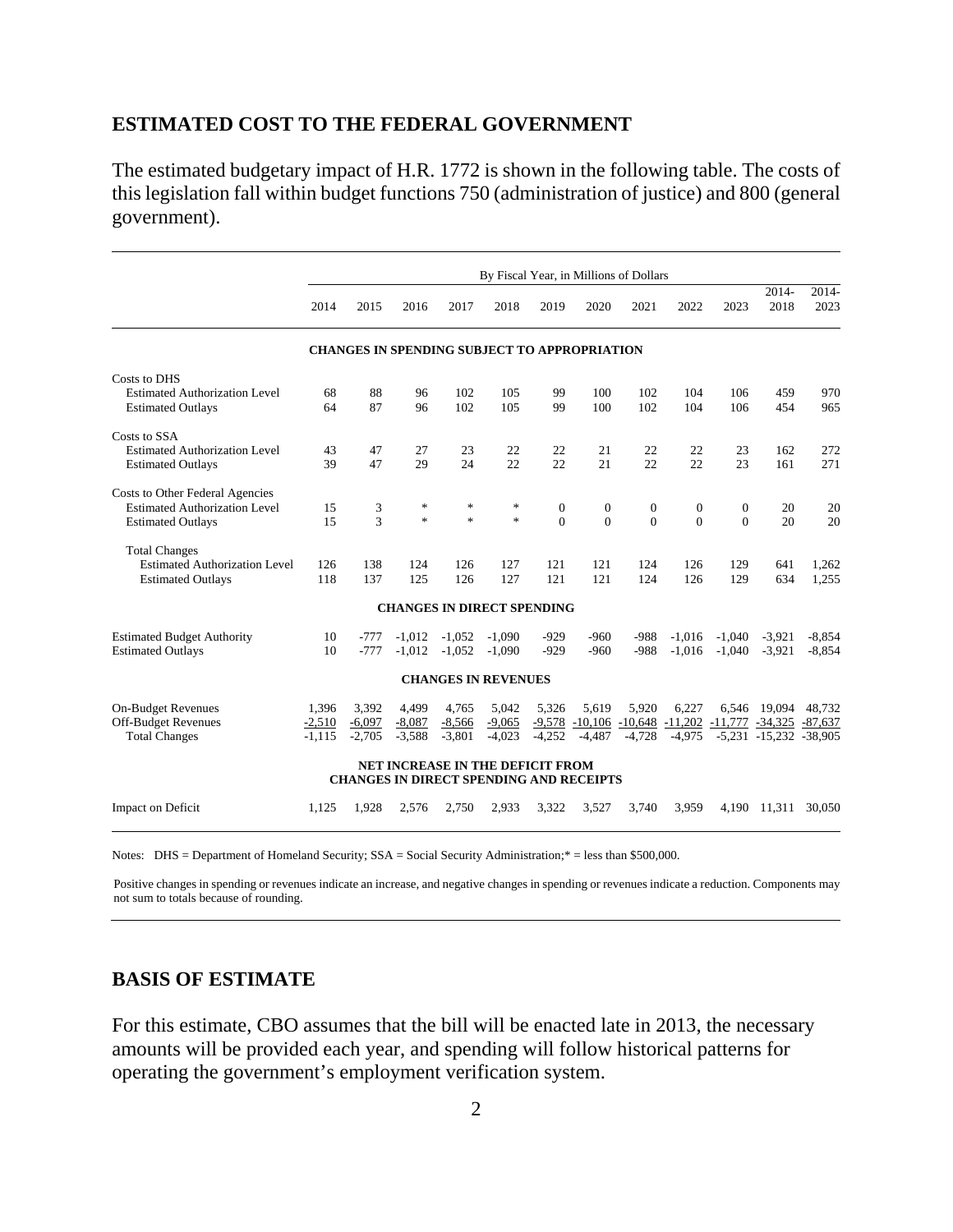## ESTIMATED COST TO THE FEDERAL GOVERNMENT

The estimated budgetary impact of H.R. 1772 is shown in the following table. The costs of this legislation fall within budget functions 750 (administration of justice) and 800 (general government).

| | By Fiscal Year, in Millions of Dollars | | | | | | | | | | | |
|---|---|---|---|---|---|---|---|---|---|---|---|---|
| | 2014 | 2015 | 2016 | 2017 | 2018 | 2019 | 2020 | 2021 | 2022 | 2023 | 2014-2018 | 2014-2023 |
| **CHANGES IN SPENDING SUBJECT TO APPROPRIATION** | | | | | | | | | | | | |
| Costs to DHS | | | | | | | | | | | | |
| Estimated Authorization Level | 68 | 88 | 96 | 102 | 105 | 99 | 100 | 102 | 104 | 106 | 459 | 970 |
| Estimated Outlays | 64 | 87 | 96 | 102 | 105 | 99 | 100 | 102 | 104 | 106 | 454 | 965 |
| Costs to SSA | | | | | | | | | | | | |
| Estimated Authorization Level | 43 | 47 | 27 | 23 | 22 | 22 | 21 | 22 | 22 | 23 | 162 | 272 |
| Estimated Outlays | 39 | 47 | 29 | 24 | 22 | 22 | 21 | 22 | 22 | 23 | 161 | 271 |
| Costs to Other Federal Agencies | | | | | | | | | | | | |
| Estimated Authorization Level | 15 | 3 | * | * | * | 0 | 0 | 0 | 0 | 0 | 20 | 20 |
| Estimated Outlays | 15 | 3 | * | * | * | 0 | 0 | 0 | 0 | 0 | 20 | 20 |
| Total Changes | | | | | | | | | | | | |
| Estimated Authorization Level | 126 | 138 | 124 | 126 | 127 | 121 | 121 | 124 | 126 | 129 | 641 | 1,262 |
| Estimated Outlays | 118 | 137 | 125 | 126 | 127 | 121 | 121 | 124 | 126 | 129 | 634 | 1,255 |
| **CHANGES IN DIRECT SPENDING** | | | | | | | | | | | | |
| Estimated Budget Authority | 10 | -777 | -1,012 | -1,052 | -1,090 | -929 | -960 | -988 | -1,016 | -1,040 | -3,921 | -8,854 |
| Estimated Outlays | 10 | -777 | -1,012 | -1,052 | -1,090 | -929 | -960 | -988 | -1,016 | -1,040 | -3,921 | -8,854 |
| **CHANGES IN REVENUES** | | | | | | | | | | | | |
| On-Budget Revenues | 1,396 | 3,392 | 4,499 | 4,765 | 5,042 | 5,326 | 5,619 | 5,920 | 6,227 | 6,546 | 19,094 | 48,732 |
| Off-Budget Revenues | -2,510 | -6,097 | -8,087 | -8,566 | -9,065 | -9,578 | -10,106 | -10,648 | -11,202 | -11,777 | -34,325 | -87,637 |
| Total Changes | -1,115 | -2,705 | -3,588 | -3,801 | -4,023 | -4,252 | -4,487 | -4,728 | -4,975 | -5,231 | -15,232 | -38,905 |
| **NET INCREASE IN THE DEFICIT FROM CHANGES IN DIRECT SPENDING AND RECEIPTS** | | | | | | | | | | | | |
| Impact on Deficit | 1,125 | 1,928 | 2,576 | 2,750 | 2,933 | 3,322 | 3,527 | 3,740 | 3,959 | 4,190 | 11,311 | 30,050 |

Notes: DHS = Department of Homeland Security; SSA = Social Security Administration;* = less than $500,000.

Positive changes in spending or revenues indicate an increase, and negative changes in spending or revenues indicate a reduction. Components may not sum to totals because of rounding.

## BASIS OF ESTIMATE

For this estimate, CBO assumes that the bill will be enacted late in 2013, the necessary amounts will be provided each year, and spending will follow historical patterns for operating the government's employment verification system.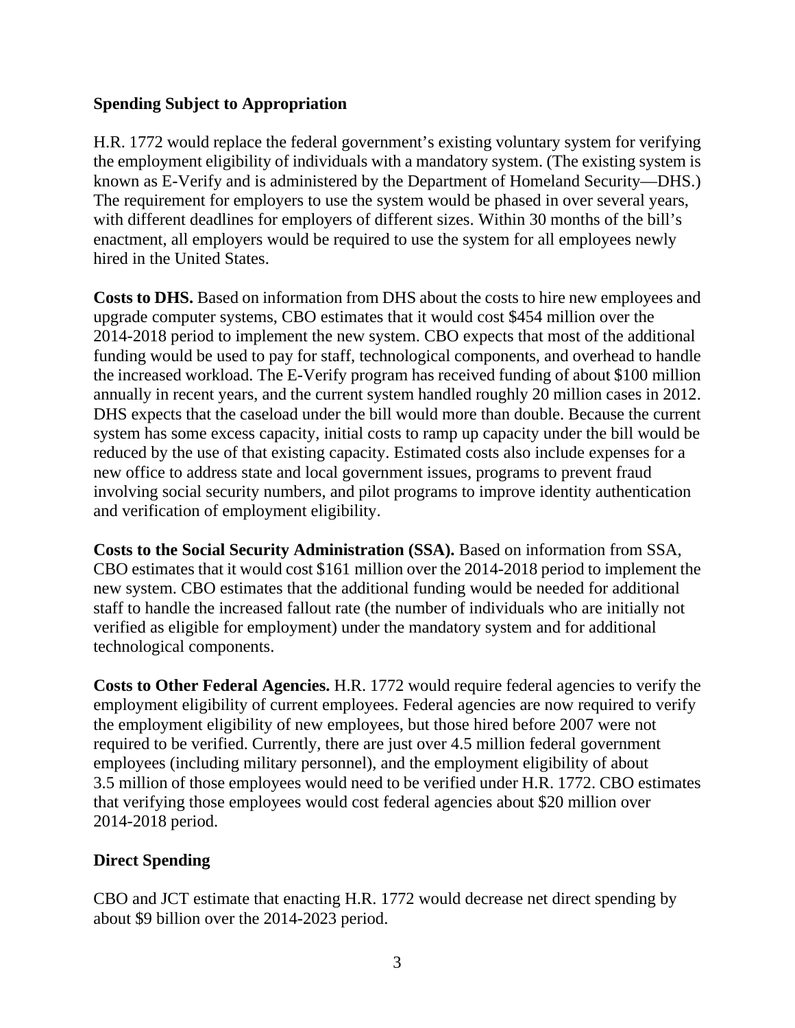**Spending Subject to Appropriation**

H.R. 1772 would replace the federal government's existing voluntary system for verifying the employment eligibility of individuals with a mandatory system. (The existing system is known as E-Verify and is administered by the Department of Homeland Security—DHS.) The requirement for employers to use the system would be phased in over several years, with different deadlines for employers of different sizes. Within 30 months of the bill's enactment, all employers would be required to use the system for all employees newly hired in the United States.

**Costs to DHS.** Based on information from DHS about the costs to hire new employees and upgrade computer systems, CBO estimates that it would cost $454 million over the 2014-2018 period to implement the new system. CBO expects that most of the additional funding would be used to pay for staff, technological components, and overhead to handle the increased workload. The E-Verify program has received funding of about $100 million annually in recent years, and the current system handled roughly 20 million cases in 2012. DHS expects that the caseload under the bill would more than double. Because the current system has some excess capacity, initial costs to ramp up capacity under the bill would be reduced by the use of that existing capacity. Estimated costs also include expenses for a new office to address state and local government issues, programs to prevent fraud involving social security numbers, and pilot programs to improve identity authentication and verification of employment eligibility.

**Costs to the Social Security Administration (SSA).** Based on information from SSA, CBO estimates that it would cost $161 million over the 2014-2018 period to implement the new system. CBO estimates that the additional funding would be needed for additional staff to handle the increased fallout rate (the number of individuals who are initially not verified as eligible for employment) under the mandatory system and for additional technological components.

**Costs to Other Federal Agencies.** H.R. 1772 would require federal agencies to verify the employment eligibility of current employees. Federal agencies are now required to verify the employment eligibility of new employees, but those hired before 2007 were not required to be verified. Currently, there are just over 4.5 million federal government employees (including military personnel), and the employment eligibility of about 3.5 million of those employees would need to be verified under H.R. 1772. CBO estimates that verifying those employees would cost federal agencies about $20 million over 2014-2018 period.

**Direct Spending**

CBO and JCT estimate that enacting H.R. 1772 would decrease net direct spending by about $9 billion over the 2014-2023 period.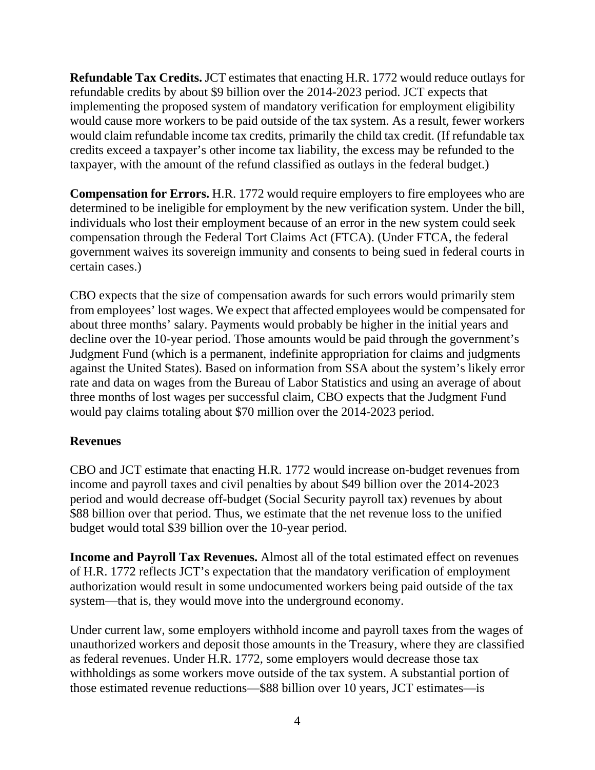**Refundable Tax Credits.** JCT estimates that enacting H.R. 1772 would reduce outlays for refundable credits by about $9 billion over the 2014-2023 period. JCT expects that implementing the proposed system of mandatory verification for employment eligibility would cause more workers to be paid outside of the tax system. As a result, fewer workers would claim refundable income tax credits, primarily the child tax credit. (If refundable tax credits exceed a taxpayer's other income tax liability, the excess may be refunded to the taxpayer, with the amount of the refund classified as outlays in the federal budget.)

**Compensation for Errors.** H.R. 1772 would require employers to fire employees who are determined to be ineligible for employment by the new verification system. Under the bill, individuals who lost their employment because of an error in the new system could seek compensation through the Federal Tort Claims Act (FTCA). (Under FTCA, the federal government waives its sovereign immunity and consents to being sued in federal courts in certain cases.)

CBO expects that the size of compensation awards for such errors would primarily stem from employees' lost wages. We expect that affected employees would be compensated for about three months' salary. Payments would probably be higher in the initial years and decline over the 10-year period. Those amounts would be paid through the government's Judgment Fund (which is a permanent, indefinite appropriation for claims and judgments against the United States). Based on information from SSA about the system's likely error rate and data on wages from the Bureau of Labor Statistics and using an average of about three months of lost wages per successful claim, CBO expects that the Judgment Fund would pay claims totaling about $70 million over the 2014-2023 period.

**Revenues**

CBO and JCT estimate that enacting H.R. 1772 would increase on-budget revenues from income and payroll taxes and civil penalties by about $49 billion over the 2014-2023 period and would decrease off-budget (Social Security payroll tax) revenues by about $88 billion over that period. Thus, we estimate that the net revenue loss to the unified budget would total $39 billion over the 10-year period.

**Income and Payroll Tax Revenues.** Almost all of the total estimated effect on revenues of H.R. 1772 reflects JCT's expectation that the mandatory verification of employment authorization would result in some undocumented workers being paid outside of the tax system—that is, they would move into the underground economy.

Under current law, some employers withhold income and payroll taxes from the wages of unauthorized workers and deposit those amounts in the Treasury, where they are classified as federal revenues. Under H.R. 1772, some employers would decrease those tax withholdings as some workers move outside of the tax system. A substantial portion of those estimated revenue reductions—$88 billion over 10 years, JCT estimates—is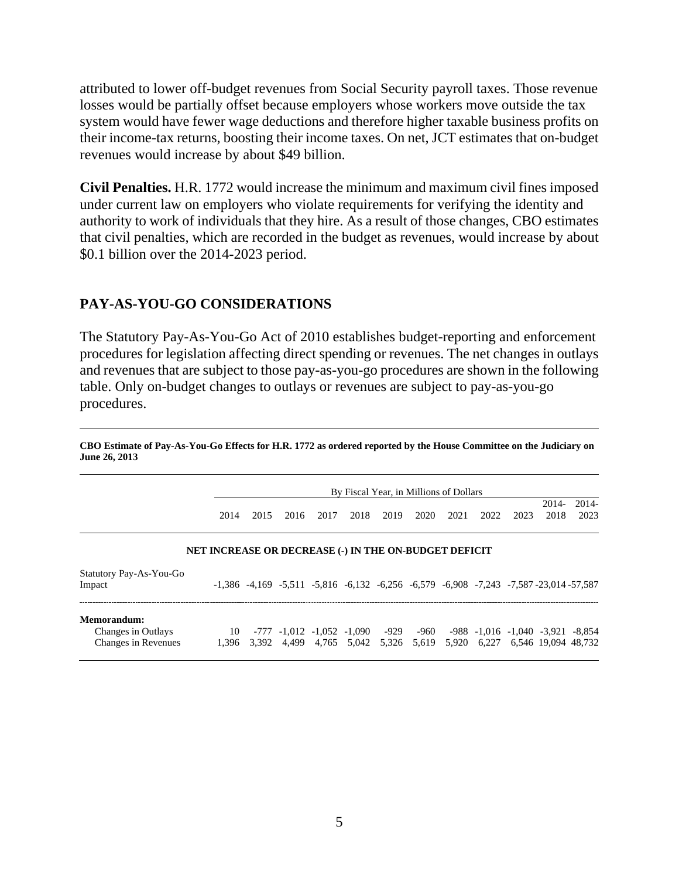attributed to lower off-budget revenues from Social Security payroll taxes. Those revenue losses would be partially offset because employers whose workers move outside the tax system would have fewer wage deductions and therefore higher taxable business profits on their income-tax returns, boosting their income taxes. On net, JCT estimates that on-budget revenues would increase by about $49 billion.

**Civil Penalties.** H.R. 1772 would increase the minimum and maximum civil fines imposed under current law on employers who violate requirements for verifying the identity and authority to work of individuals that they hire. As a result of those changes, CBO estimates that civil penalties, which are recorded in the budget as revenues, would increase by about $0.1 billion over the 2014-2023 period.

## PAY-AS-YOU-GO CONSIDERATIONS

The Statutory Pay-As-You-Go Act of 2010 establishes budget-reporting and enforcement procedures for legislation affecting direct spending or revenues. The net changes in outlays and revenues that are subject to those pay-as-you-go procedures are shown in the following table. Only on-budget changes to outlays or revenues are subject to pay-as-you-go procedures.

**CBO Estimate of Pay-As-You-Go Effects for H.R. 1772 as ordered reported by the House Committee on the Judiciary on June 26, 2013**

| | By Fiscal Year, in Millions of Dollars | | | | | | | | | | | |
|---|---|---|---|---|---|---|---|---|---|---|---|---|
| | 2014 | 2015 | 2016 | 2017 | 2018 | 2019 | 2020 | 2021 | 2022 | 2023 | 2014-2018 | 2014-2023 |
| **NET INCREASE OR DECREASE (-) IN THE ON-BUDGET DEFICIT** | | | | | | | | | | | | |
| Statutory Pay-As-You-Go Impact | -1,386 | -4,169 | -5,511 | -5,816 | -6,132 | -6,256 | -6,579 | -6,908 | -7,243 | -7,587 | -23,014 | -57,587 |
| **Memorandum:** | | | | | | | | | | | | |
| Changes in Outlays | 10 | -777 | -1,012 | -1,052 | -1,090 | -929 | -960 | -988 | -1,016 | -1,040 | -3,921 | -8,854 |
| Changes in Revenues | 1,396 | 3,392 | 4,499 | 4,765 | 5,042 | 5,326 | 5,619 | 5,920 | 6,227 | 6,546 | 19,094 | 48,732 |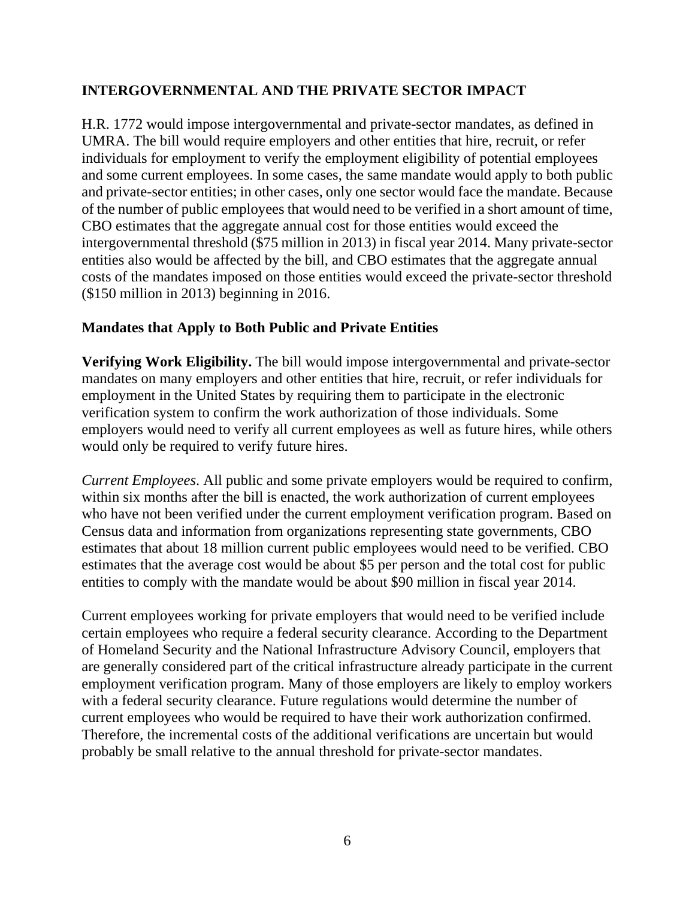## INTERGOVERNMENTAL AND THE PRIVATE SECTOR IMPACT

H.R. 1772 would impose intergovernmental and private-sector mandates, as defined in UMRA. The bill would require employers and other entities that hire, recruit, or refer individuals for employment to verify the employment eligibility of potential employees and some current employees. In some cases, the same mandate would apply to both public and private-sector entities; in other cases, only one sector would face the mandate. Because of the number of public employees that would need to be verified in a short amount of time, CBO estimates that the aggregate annual cost for those entities would exceed the intergovernmental threshold ($75 million in 2013) in fiscal year 2014. Many private-sector entities also would be affected by the bill, and CBO estimates that the aggregate annual costs of the mandates imposed on those entities would exceed the private-sector threshold ($150 million in 2013) beginning in 2016.

### Mandates that Apply to Both Public and Private Entities

**Verifying Work Eligibility.** The bill would impose intergovernmental and private-sector mandates on many employers and other entities that hire, recruit, or refer individuals for employment in the United States by requiring them to participate in the electronic verification system to confirm the work authorization of those individuals. Some employers would need to verify all current employees as well as future hires, while others would only be required to verify future hires.

*Current Employees*. All public and some private employers would be required to confirm, within six months after the bill is enacted, the work authorization of current employees who have not been verified under the current employment verification program. Based on Census data and information from organizations representing state governments, CBO estimates that about 18 million current public employees would need to be verified. CBO estimates that the average cost would be about $5 per person and the total cost for public entities to comply with the mandate would be about $90 million in fiscal year 2014.

Current employees working for private employers that would need to be verified include certain employees who require a federal security clearance. According to the Department of Homeland Security and the National Infrastructure Advisory Council, employers that are generally considered part of the critical infrastructure already participate in the current employment verification program. Many of those employers are likely to employ workers with a federal security clearance. Future regulations would determine the number of current employees who would be required to have their work authorization confirmed. Therefore, the incremental costs of the additional verifications are uncertain but would probably be small relative to the annual threshold for private-sector mandates.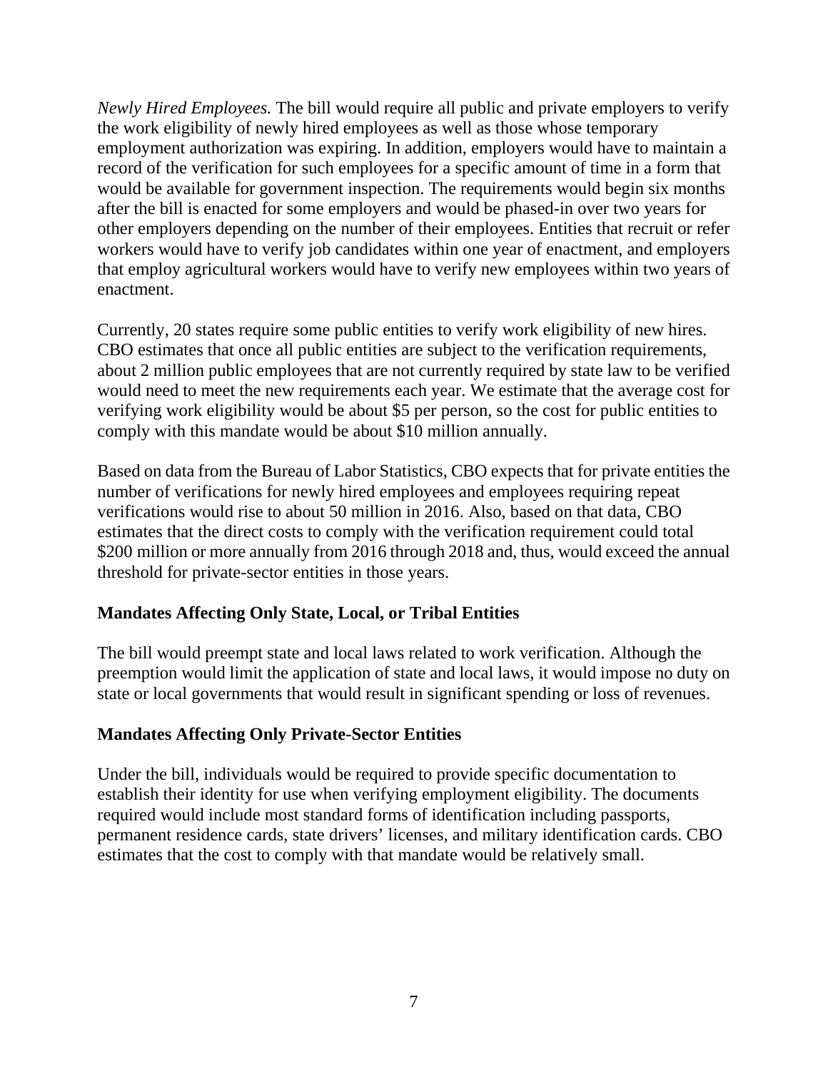*Newly Hired Employees.* The bill would require all public and private employers to verify the work eligibility of newly hired employees as well as those whose temporary employment authorization was expiring. In addition, employers would have to maintain a record of the verification for such employees for a specific amount of time in a form that would be available for government inspection. The requirements would begin six months after the bill is enacted for some employers and would be phased-in over two years for other employers depending on the number of their employees. Entities that recruit or refer workers would have to verify job candidates within one year of enactment, and employers that employ agricultural workers would have to verify new employees within two years of enactment.

Currently, 20 states require some public entities to verify work eligibility of new hires. CBO estimates that once all public entities are subject to the verification requirements, about 2 million public employees that are not currently required by state law to be verified would need to meet the new requirements each year. We estimate that the average cost for verifying work eligibility would be about $5 per person, so the cost for public entities to comply with this mandate would be about $10 million annually.

Based on data from the Bureau of Labor Statistics, CBO expects that for private entities the number of verifications for newly hired employees and employees requiring repeat verifications would rise to about 50 million in 2016. Also, based on that data, CBO estimates that the direct costs to comply with the verification requirement could total $200 million or more annually from 2016 through 2018 and, thus, would exceed the annual threshold for private-sector entities in those years.

## Mandates Affecting Only State, Local, or Tribal Entities

The bill would preempt state and local laws related to work verification. Although the preemption would limit the application of state and local laws, it would impose no duty on state or local governments that would result in significant spending or loss of revenues.

## Mandates Affecting Only Private-Sector Entities

Under the bill, individuals would be required to provide specific documentation to establish their identity for use when verifying employment eligibility. The documents required would include most standard forms of identification including passports, permanent residence cards, state drivers' licenses, and military identification cards. CBO estimates that the cost to comply with that mandate would be relatively small.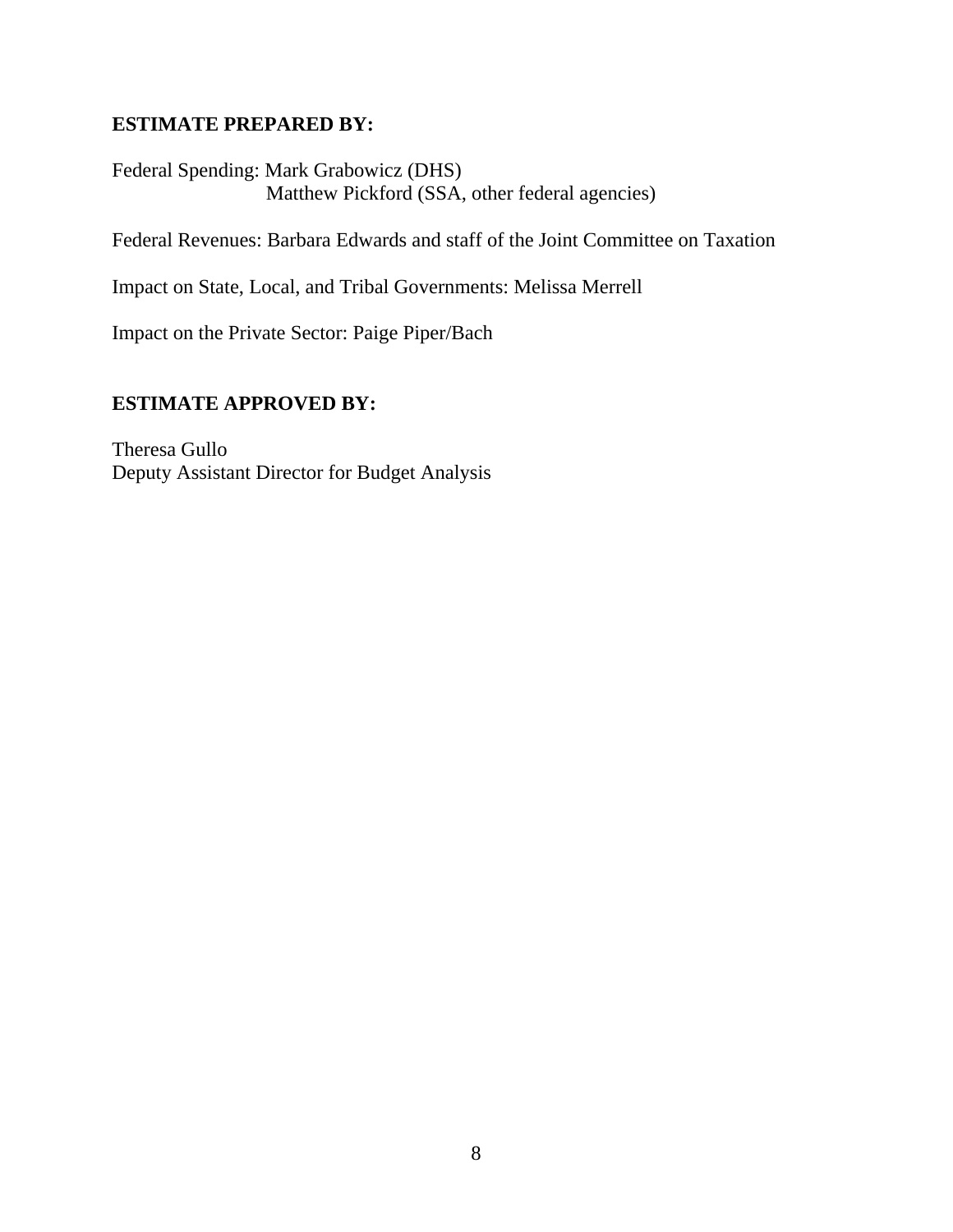**ESTIMATE PREPARED BY:**

Federal Spending: Mark Grabowicz (DHS)
Matthew Pickford (SSA, other federal agencies)

Federal Revenues: Barbara Edwards and staff of the Joint Committee on Taxation

Impact on State, Local, and Tribal Governments: Melissa Merrell

Impact on the Private Sector: Paige Piper/Bach

**ESTIMATE APPROVED BY:**

Theresa Gullo
Deputy Assistant Director for Budget Analysis